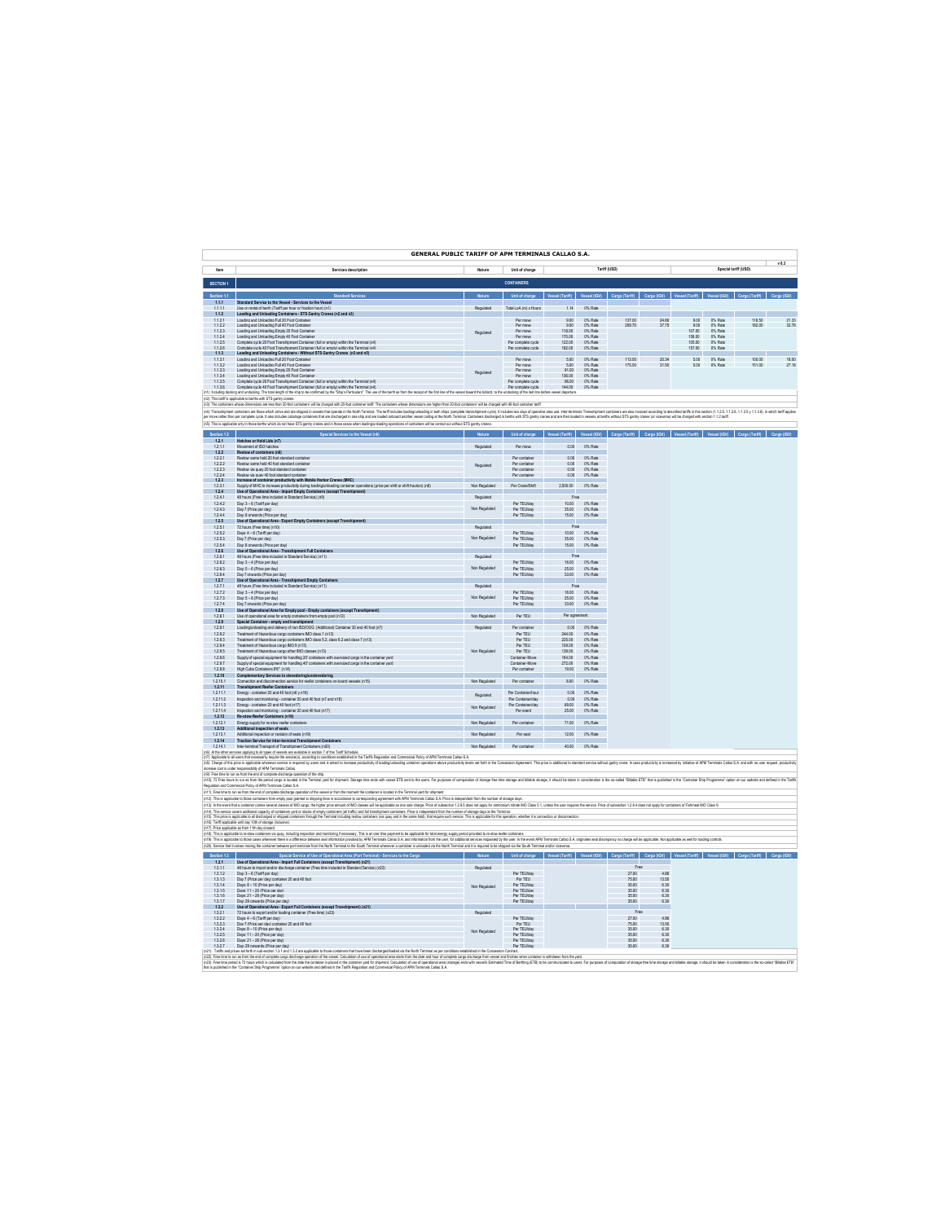# GENERAL PUBLIC TARIFF OF APM TERMINALS CALLAO S.A.

v8.3

| Item | Services description | Nature | Unit of charge | Tariff (USD) | | | | Special tariff (USD) | | | |
|---|---|---|---|---|---|---|---|---|---|---|---|
| **SECTION 1** | **CONTAINERS** | | | | | | | | | | |
| **Section 1.1** | **Standard Services** | **Nature** | **Unit of charge** | **Vessel (Tariff)** | **Vessel (IGV)** | **Cargo (Tariff)** | **Cargo (IGV)** | **Vessel (Tariff)** | **Vessel (IGV)** | **Cargo (Tariff)** | **Cargo (IGV)** |
| **1.1.1** | **Standard Service to the Vessel - Services to the Vessel** | | | | | | | | | | |
| 1.1.1.1 | Use or rental of berth (Tariff per hour or fraction hour) (n1) | Regulated | Total LoA (m) x Hours | 1.14 | 0% Rate | | | | | | |
| **1.1.2** | **Loading and Unloading Containers - STS Gantry Cranes (n2 and n3)** | | | | | | | | | | |
| 1.1.2.1 | Loading and Unloading Full 20 Foot Container | Regulated | Per move | 9.00 | 0% Rate | 137.00 | 24.66 | 9.00 | 0% Rate | 118.50 | 21.33 |
| 1.1.2.2 | Loading and Unloading Full 40 Foot Container | | Per move | 9.00 | 0% Rate | 209.70 | 37.75 | 9.00 | 0% Rate | 182.00 | 32.76 |
| 1.1.2.3 | Loading and Unloading Empty 20 Foot Container | | Per move | 118.00 | 0% Rate | | | 107.00 | 0% Rate | | |
| 1.1.2.4 | Loading and Unloading Empty 40 Foot Container | | Per move | 170.00 | 0% Rate | | | 158.00 | 0% Rate | | |
| 1.1.2.5 | Complete cycle 20 Foot Transhipment Container (full or empty) within the Terminal (n4) | | Per complete cycle | 122.00 | 0% Rate | | | 105.00 | 0% Rate | | |
| 1.1.2.6 | Complete cycle 40 Foot Transhipment Container (full or empty) within the Terminal (n4) | | Per complete cycle | 182.00 | 0% Rate | | | 157.00 | 0% Rate | | |
| **1.1.3** | **Loading and Unloading Containers - Without STS Gantry Cranes (n3 and n5)** | | | | | | | | | | |
| 1.1.3.1 | Loading and Unloading Full 20 Foot Container | Regulated | Per move | 5.00 | 0% Rate | 113.00 | 20.34 | 5.00 | 0% Rate | 100.00 | 18.00 |
| 1.1.3.2 | Loading and Unloading Full 40 Foot Container | | Per move | 5.00 | 0% Rate | 175.00 | 31.50 | 5.00 | 0% Rate | 151.00 | 27.18 |
| 1.1.3.3 | Loading and Unloading Empty 20 Foot Container | | Per move | 91.00 | 0% Rate | | | | | | |
| 1.1.3.4 | Loading and Unloading Empty 40 Foot Container | | Per move | 136.00 | 0% Rate | | | | | | |
| 1.1.3.5 | Complete cycle 20 Foot Transhipment Container (full or empty) within the Terminal (n4) | | Per complete cycle | 96.00 | 0% Rate | | | | | | |
| 1.1.3.6 | Complete cycle 40 Foot Transhipment Container (full or empty) within the Terminal (n4) | | Per complete cycle | 144.00 | 0% Rate | | | | | | |

(n1): Including docking and undocking. The total length of the ship to be confirmed by the "Ship's Particulars". The use of the berth are from the receipt of the first line of the vessel toward the bollard, to the undocking of the last line before vessel departure.

(n2): This tariff is applicable to berths with STS gantry cranes.

(n3): The containers whose dimensions are less than 20-foot containers' will be charged with 20-foot container tariff. The containers whose dimensions are higher than 20-foot containers' will be charged with 40-foot container tariff.

(n4): Transhipment containers are those which arrive and are shipped in vessels that operate in the North Terminal. The tariff includes loading/unloading in both ships (complete transhipment cycle). It includes two days of operative area use. Inter-terminals Transhipment containers are also invoiced according to described tariffs in this section (1.1.2.5, 1.1.2.6, 1.1.3.5 y 1.1.3.6), in which tariff applies per move rather than per complete cycle. It also includes stowage containers that are discharged in one ship and are loaded onboard another vessel calling at the North Terminal. Containers discharged in berths with STS gantry cranes and are then loaded in vessels at berths without STS gantry cranes (or viceversa) will be charged with section 1.1.2 tariff.

(n5): This is applicable only in those berths which do not have STS gantry cranes and in those cases when loading/unloading operations of containers will be carried out without STS gantry cranes.

| Item | Services description | Nature | Unit of charge | Vessel (Tariff) | Vessel (IGV) | Cargo (Tariff) | Cargo (IGV) | Vessel (Tariff) | Vessel (IGV) | Cargo (Tariff) | Cargo (IGV) |
|---|---|---|---|---|---|---|---|---|---|---|---|
| **Section 1.2** | **Special Services to the Vessel (n6)** | **Nature** | **Unit of charge** | **Vessel (Tariff)** | **Vessel (IGV)** | **Cargo (Tariff)** | **Cargo (IGV)** | **Vessel (Tariff)** | **Vessel (IGV)** | **Cargo (Tariff)** | **Cargo (IGV)** |
| **1.2.1** | **Hatches or Hold Lids (n7)** | | | | | | | | | | |
| 1.2.1.1 | Movement of ISO hatches | Regulated | Per move | 0.00 | 0% Rate | | | | | | |
| **1.2.2** | **Restow of containers (n8)** | | | | | | | | | | |
| 1.2.2.1 | Restow same hold 20 foot standard container | Regulated | Per container | 0.00 | 0% Rate | | | | | | |
| 1.2.2.2 | Restow same hold 40 foot standard container | | Per container | 0.00 | 0% Rate | | | | | | |
| 1.2.2.3 | Restow via quay 20 foot standard container | | Per container | 0.00 | 0% Rate | | | | | | |
| 1.2.2.4 | Restow via quay 40 foot standard container | | Per container | 0.00 | 0% Rate | | | | | | |
| **1.2.3** | **Increase of container productivity with Mobile Harbor Cranes (MHC)** | | | | | | | | | | |
| 1.2.3.1 | Supply of MHC to increase productivity during loading/unloading container operations (price per shift or shift fraction) (n8) | Non Regulated | Per Crane/Shift | 2,500.00 | 0% Rate | | | | | | |
| **1.2.4** | **Use of Operational Area - Import Empty Containers (except Transhipment)** | | | | | | | | | | |
| 1.2.4.1 | 48 hours (Free time included in Standard Service) (n9) | Regulated | | Free | | | | | | | |
| 1.2.4.2 | Day 3 – 6 (Tariff per day) | Non Regulated | Per TEU/day | 10.00 | 0% Rate | | | | | | |
| 1.2.4.3 | Day 7 (Price per day) | | Per TEU/day | 35.00 | 0% Rate | | | | | | |
| 1.2.4.4 | Day 8 onwards (Price per day) | | Per TEU/day | 15.00 | 0% Rate | | | | | | |
| **1.2.5** | **Use of Operational Area - Export Empty Containers (except Transhipment)** | | | | | | | | | | |
| 1.2.5.1 | 72 hours (Free time) (n10) | Regulated | | Free | | | | | | | |
| 1.2.5.2 | Days: 4 – 6 (Tariff per day) | Non Regulated | Per TEU/day | 10.00 | 0% Rate | | | | | | |
| 1.2.5.3 | Day 7 (Price per day) | | Per TEU/day | 35.00 | 0% Rate | | | | | | |
| 1.2.5.4 | Day 8 onwards (Price per day) | | Per TEU/day | 15.00 | 0% Rate | | | | | | |
| **1.2.6** | **Use of Operational Area - Transhipment Full Containers** | | | | | | | | | | |
| 1.2.6.1 | 48 hours (Free time included in Standard Service) (n11) | Regulated | | Free | | | | | | | |
| 1.2.6.2 | Day 3 – 4 (Price per day) | Non Regulated | Per TEU/day | 16.00 | 0% Rate | | | | | | |
| 1.2.6.3 | Day 5 – 6 (Price per day) | | Per TEU/day | 25.00 | 0% Rate | | | | | | |
| 1.2.6.4 | Day 7 onwards (Price per day) | | Per TEU/day | 33.00 | 0% Rate | | | | | | |
| **1.2.7** | **Use of Operational Area - Transhipment Empty Containers** | | | | | | | | | | |
| 1.2.7.1 | 48 hours (Free time included in Standard Service) (n11) | Regulated | | Free | | | | | | | |
| 1.2.7.2 | Day 3 – 4 (Price per day) | Non Regulated | Per TEU/day | 16.00 | 0% Rate | | | | | | |
| 1.2.7.3 | Day 5 – 6 (Price per day) | | Per TEU/day | 25.00 | 0% Rate | | | | | | |
| 1.2.7.4 | Day 7 onwards (Price per day) | | Per TEU/day | 33.00 | 0% Rate | | | | | | |
| **1.2.8** | **Use of Operational Area for Empty pool - Empty containers (except Transhipment)** | | | | | | | | | | |
| 1.2.8.1 | Use of operational area for empty containers from empty pool (n12) | Non Regulated | Per TEU | Per agreement | | | | | | | |
| **1.2.9** | **Special Container - empty and transhipment** | | | | | | | | | | |
| 1.2.9.1 | Loading/unloading and delivery of non ISO/OOG (Additional) Container 20 and 40 foot (n7) | Regulated | Per container | 0.00 | 0% Rate | | | | | | |
| 1.2.9.2 | Treatment of Hazardous cargo containers IMO class 1 (n13) | Non Regulated | Per TEU | 244.00 | 0% Rate | | | | | | |
| 1.2.9.3 | Treatment of Hazardous cargo containers IMO class 5.2, class 6.2 and class 7 (n13) | | Per TEU | 225.00 | 0% Rate | | | | | | |
| 1.2.9.4 | Treatment of Hazardous cargo IMO 9 (n13) | | Per TEU | 109.00 | 0% Rate | | | | | | |
| 1.2.9.5 | Treatment of Hazardous cargo other IMO classes (n13) | | Per TEU | 139.00 | 0% Rate | | | | | | |
| 1.2.9.6 | Supply of special equipment for handling 20' containers with oversized cargo in the container yard | | Container-Move | 164.00 | 0% Rate | | | | | | |
| 1.2.9.7 | Supply of special equipment for handling 40' containers with oversized cargo in the container yard | | Container-Move | 272.00 | 0% Rate | | | | | | |
| 1.2.9.8 | High Cube Containers 9'6" (n14) | | Per container | 19.00 | 0% Rate | | | | | | |
| **1.2.10** | **Complementary Services to stevedoring/unstevedoring** | | | | | | | | | | |
| 1.2.10.1 | Connection and disconnection service for reefer containers on-board vessels (n15) | Non Regulated | Per container | 8.00 | 0% Rate | | | | | | |
| **1.2.11** | **Transhipment Reefer Containers** | | | | | | | | | | |
| 1.2.11.1 | Energy - container 20 and 40 foot (n6 y n16) | Regulated | Per Container/hour | 0.00 | 0% Rate | | | | | | |
| 1.2.11.2 | Inspection and monitoring - container 20 and 40 foot (n7 and n16) | | Per Container/day | 0.00 | 0% Rate | | | | | | |
| 1.2.11.3 | Energy - container 20 and 40 foot (n17) | Non Regulated | Per Container/day | 69.00 | 0% Rate | | | | | | |
| 1.2.11.4 | Inspection and monitoring - container 20 and 40 foot (n17) | | Per event | 25.00 | 0% Rate | | | | | | |
| **1.2.12** | **Re-stow Reefer Containers (n18)** | | | | | | | | | | |
| 1.2.12.1 | Energy supply for re-stow reefer containers | Non Regulated | Per container | 71.00 | 0% Rate | | | | | | |
| **1.2.13** | **Additional inspection of seals** | | | | | | | | | | |
| 1.2.13.1 | Additional inspection or revision of seals (n19) | Non Regulated | Per seal | 12.00 | 0% Rate | | | | | | |
| **1.2.14** | **Traction Service for Inter-terminal Transhipment Containers** | | | | | | | | | | |
| 1.2.14.1 | Inter-terminal Transport of Transhipment Containers (n20) | Non Regulated | Per container | 40.00 | 0% Rate | | | | | | |

(n6): At the other services applying to all types of vessels are available in section 7 of this Tariff Schedule.

(n7): Applicable to all users that necessarily require the service(s), according to conditions established in the Tariffs Regulation and Commercial Policy of APM Terminals Callao S.A.

(n8): Charge of this price is applicable whenever service is required by users and is aimed to increase productivity of loading/unloading container operations above productivity levels set forth in the Concession Agreement. This price is additional to standard service without gantry crane. In case productivity is increased by initiative of APM Terminals Callao S.A. and with no user request, productivity increase cost is under responsibility of APM Terminals Callao.

(n9): Free time to run as from the end of complete discharge operation of the ship.

(n10): 72 Free hours to run as from the period cargo is located in the Terminal yard for shipment. Storage time ends with vessel ETB sent to the users. For purposes of computation of storage free time storage and billable storage, it should be taken in consideration in the so-called "Billable ETB" that is published in the "Container Ship Programme" option on our website and defined in the Tariffs Regulation and Commercial Policy of APM Terminals Callao S.A.

(n11): Free time to run as from the end of complete discharge operation of the vessel or from the moment the container is located in the Terminal yard for shipment.

(n12): This is applicable to those containers from empty pool granted to shipping lines in accordance to corresponding agreement with APM Terminals Callao S.A. Price is independent from the number of storage days.

(n13): In the event that a container carries several classes of IMO cargo, the higher price amount of IMO classes will be applicable as one sole charge. Price of subsection 1.2.9.5 does not apply for ammonium nitrate IMO Class 5.1, unless the user requires the service. Price of subsection 1.2.9.4 does not apply for containers of Fishmeal IMO Class 9.

(n14): This service covers additional capacity of containers yard or stacks of empty containers (all traffic) and full transhipment containers. Price is independent from the number of storage days at the Terminal.

(n15): This price is applicable to all discharged or shipped containers through the Terminal including restow containers (via quay and in the same hold), that require such service. This is applicable for this operation, whether it is connection or disconnection.

(n16): Tariff applicable until day 10th of storage (inclusive).

(n17): Price applicable as from 11th day onward.

(n18): This is applicable to re-stow containers via quay, including inspection and monitoring if necessary. This is an one time payment to be applicable for total energy supply period provided to re-stow reefer containers.

(n19): This is applicable to those cases whenever there is a difference between seal information provided by APM Terminals Callao S.A. and information from the user, for additional services requested by the user. In the event APM Terminals Callao S.A. originates seal discrepancy no charge will be applicable. Not applicable as well for loading controls.

(n20): Service that involves moving the container between port terminals from the North Terminal to the South Terminal whenever a container is unloaded via the North Terminal and it is required to be shipped via the South Terminal and/or viceversa.

| Item | Services description | Nature | Unit of charge | Vessel (Tariff) | Vessel (IGV) | Cargo (Tariff) | Cargo (IGV) | Vessel (Tariff) | Vessel (IGV) | Cargo (Tariff) | Cargo (IGV) |
|---|---|---|---|---|---|---|---|---|---|---|---|
| **Section 1.3** | **Special Service of Use of Operational Area (Port Terminal) - Services to the Cargo** | **Nature** | **Unit of charge** | **Vessel (Tariff)** | **Vessel (IGV)** | **Cargo (Tariff)** | **Cargo (IGV)** | **Vessel (Tariff)** | **Vessel (IGV)** | **Cargo (Tariff)** | **Cargo (IGV)** |
| **1.3.1** | **Use of Operational Area - Import Full Containers (except Transhipment) (n21)** | | | | | | | | | | |
| 1.3.1.1 | 48 hours to import and/or discharge container (Free time included in Standard Service) (n22) | Regulated | | | | Free | | | | | |
| 1.3.1.2 | Day 3 – 6 (Tariff per day) | Non Regulated | Per TEU/day | | | 27.00 | 4.86 | | | | |
| 1.3.1.3 | Day 7 (Price per day) container 20 and 40 foot | | Per TEU | | | 75.00 | 13.50 | | | | |
| 1.3.1.4 | Days: 8 – 10 (Price per day) | | Per TEU/day | | | 35.00 | 6.30 | | | | |
| 1.3.1.5 | Days: 11 – 20 (Price per day) | | Per TEU/day | | | 35.00 | 6.30 | | | | |
| 1.3.1.6 | Days: 21 – 28 (Price per day) | | Per TEU/day | | | 35.00 | 6.30 | | | | |
| 1.3.1.7 | Day: 29 onwards (Price per day) | | Per TEU/day | | | 35.00 | 6.30 | | | | |
| **1.3.2** | **Use of Operational Area - Export Full Containers (except Transhipment) (n21)** | | | | | | | | | | |
| 1.3.2.1 | 72 hours to export and/or loading container (Free time) (n23) | Regulated | | | | Free | | | | | |
| 1.3.2.2 | Days: 4 – 6 (Tariff per day) | Non Regulated | Per TEU/day | | | 27.00 | 4.86 | | | | |
| 1.3.2.3 | Day 7 (Price per day) container 20 and 40 foot | | Per TEU | | | 75.00 | 13.50 | | | | |
| 1.3.2.4 | Days: 8 – 10 (Price per day) | | Per TEU/day | | | 35.00 | 6.30 | | | | |
| 1.3.2.5 | Days: 11 – 20 (Price per day) | | Per TEU/day | | | 35.00 | 6.30 | | | | |
| 1.3.2.6 | Days: 21 – 28 (Price per day) | | Per TEU/day | | | 35.00 | 6.30 | | | | |
| 1.3.2.7 | Day: 29 onwards (Price per day) | | Per TEU/day | | | 35.00 | 6.30 | | | | |

(n21): Tariffs and prices set forth in sub-section 1.3.1 and 1.3.2 are applicable to those containers that have been discharged/loaded via the North Terminal as per conditions established in the Concession Contract.

(n22): Free time to run as from the end of complete discharge operation of the vessel. Calculation of use of operational area starts from the date and hour of complete cargo discharge from vessel and finishes when container is withdrawn from the yard.

(n23): Free time period is 72 hours which is calculated from the date the container is placed in the container yard for shipment. Calculation of use of operational area (storage) ends with vessel's Estimated Time of Berthing (ETB) to be communicated to users. For purposes of computation of storage free time storage and billable storage, it should be taken in consideration in the so-called "Billable ETB" that is published in the "Container Ship Programme" option on our website and defined in the Tariffs Regulation and Commercial Policy of APM Terminals Callao S.A.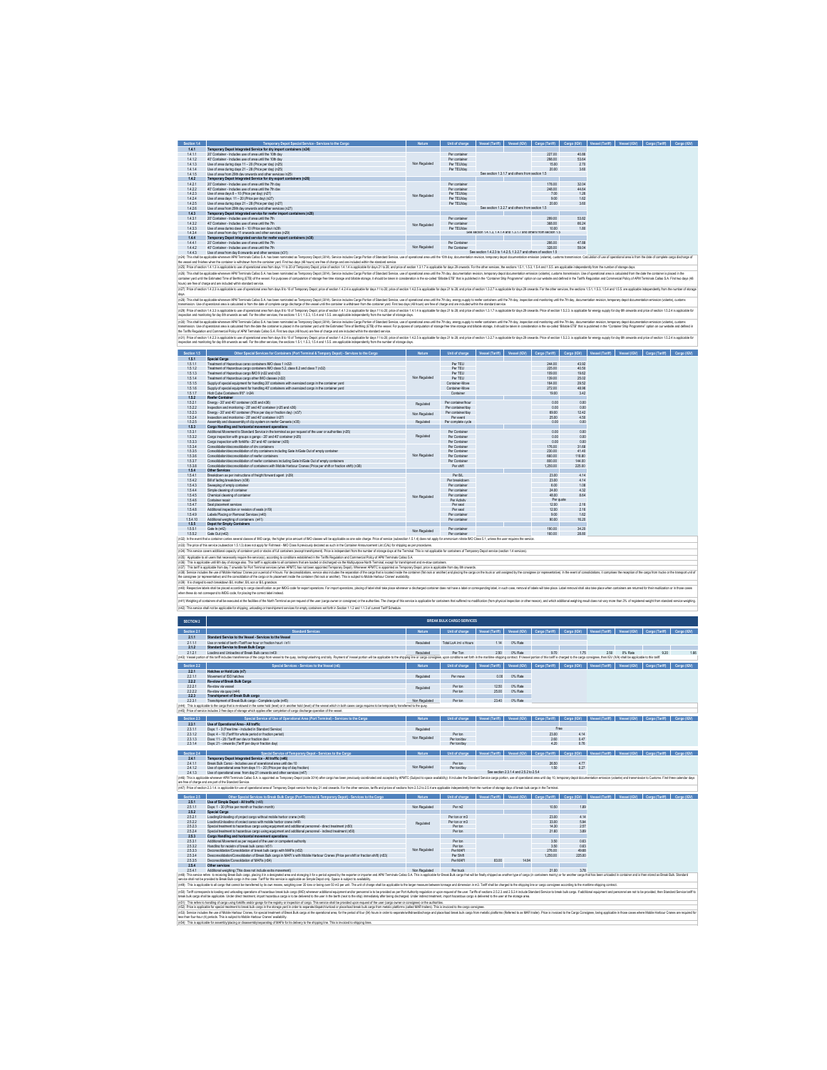| Section 1.4 | Temporary Depot Special Service - Services to the Cargo | Nature | Unit of charge | Vessel (Tariff) | Vessel (IGV) | Cargo (Tariff) | Cargo (IGV) | Vessel (Tariff) | Vessel (IGV) | Cargo (Tariff) | Cargo (IGV) |
|---|---|---|---|---|---|---|---|---|---|---|---|
| **1.4.1** | **Temporary Depot Integrated Service for dry import containers (n24)** | | | | | | | | | | |
| 1.4.1.1 | 20' Container - Includes use of area until the 10th day | Non Regulated | Per container | | | 227.00 | 40.86 | | | | |
| 1.4.1.2 | 40' Container - Includes use of area until the 10th day | | Per container | | | 298.00 | 53.64 | | | | |
| 1.4.1.3 | Use of area during days 11 – 20 (Price per day) (n25) | | Per TEU/day | | | 15.00 | 2.70 | | | | |
| 1.4.1.4 | Use of area during days 21 – 28 (Price per day) (n25) | | Per TEU/day | | | 20.00 | 3.60 | | | | |
| 1.4.1.5 | Use of area from 29th day onwards and other services (n25) | | | See section 1.3.1.7 and others from section 1.5 | | | | | | | |
| **1.4.2** | **Temporary Depot Integrated Service for dry export containers (n26)** | | | | | | | | | | |
| 1.4.2.1 | 20' Container - Includes use of area until the 7th day | Non Regulated | Per container | | | 178.00 | 32.04 | | | | |
| 1.4.2.2 | 40' Container - Includes use of area until the 7th day | | Per container | | | 248.00 | 44.64 | | | | |
| 1.4.2.3 | Use of area during days 8 – 10 (Price per day) (n27) | | Per TEU/day | | | 7.00 | 1.26 | | | | |
| 1.4.2.4 | Use of area during days 11 – 20 (Price per day) (n27) | | Per TEU/day | | | 9.00 | 1.62 | | | | |
| 1.4.2.5 | Use of area during days 21 – 28 (Price per day) (n27) | | Per TEU/day | | | 20.00 | 3.60 | | | | |
| 1.4.2.6 | Use of area from 29th day onwards and other services (n27) | | | See section 1.3.2.7 and others from section 1.5 | | | | | | | |
| **1.4.3** | **Temporary Depot Integrated service for reefer import containers (n28)** | | | | | | | | | | |
| 1.4.3.1 | 20' Container - Includes use of area until the 7th | Non Regulated | Per container | | | 299.00 | 53.82 | | | | |
| 1.4.3.2 | 40' Container - Includes use of area until the 7th | | Per container | | | 368.00 | 66.24 | | | | |
| 1.4.3.3 | Use of area during days 8 – 10 (Price per day) (n29) | | Per TEU/day | | | 10.00 | 1.80 | | | | |
| 1.4.3.4 | Use of area from day 11 onwards and other services (n29) | | | See section 1.4.1.3, 1.4.1.4 and 1.3.1.7 and others from section 1.5 | | | | | | | |
| **1.4.4** | **Temporary Depot Integrated service for reefer export containers (n30)** | | | | | | | | | | |
| 1.4.4.1 | 20' Container - Includes use of area until the 7th | Non Regulated | Per container | | | 266.00 | 47.88 | | | | |
| 1.4.4.2 | 40' Container - Includes use of area until the 7th | | Per container | | | 328.00 | 59.04 | | | | |
| 1.4.4.3 | Use of area from day 8 onwards and other services (n31) | | | See section 1.4.2.3 to 1.4.2.5, 1.3.2.7 and others from section 1.5 | | | | | | | |

(n24): This shall be applicable whenever APM Terminals Callao S.A. has been nominated as Temporary Depot (3014). Service includes Cargo Portion of Standard Service, use of operational area until the 10th day, documentation revision, temporary depot documentation emission (volante), customs transmission. Calculation of use of operational area is from the date of complete cargo discharge of the vessel and finishes when the container is withdrawn from the container yard. First two days (48 hours) are free of charge and are included within the standard service.

(n25): Price of section 1.4.1.3 is applicable to use of operational area from days 11 to 20 of Temporary Depot; price of section 1.4.1.4 is applicable for days 21 to 28; and price of section 1.3.1.7 is applicable for days 29 onwards. For the other services, the sections 1.5.1, 1.5.3, 1.5.4 and 1.5.5, are applicable independently from the number of storage days.

(n26): This shall be applicable whenever APM Terminals Callao S.A. has been nominated as Temporary Depot (3014). Service includes Cargo Portion of Standard Service, use of operational area until the 7th day, documentation revision, temporary depot documentation emission (volante), customs transmission. Use of operational area is calculated from the date the container is placed in the container yard until the Estimated Time of Berthing (ETB) of the vessel. For purposes of computation of storage free-time storage and billable storage, it should be taken in consideration is the so-called "Billable ETB" that is published in the "Container Ship Programme" option on our website and defined in the Tariffs Regulation and Commercial Policy of APM Terminals Callao S.A. First two days (48 hours) are free of charge and are included within standard service.

(n27): Price of section 1.4.2.3 is applicable to use of operational area from days 8 to 10 of Temporary Depot; price of section 1.4.2.4 is applicable for days 11 to 20; price of section 1.4.2.5 is applicable for days 21 to 28; and price of section 1.3.2.7 is applicable for days 29 onwards. For the other services, the sections 1.5.1, 1.5.3, 1.5.4 and 1.5.5, are applicable independently from the number of storage days.

(n28): This shall be applicable whenever APM Terminals Callao S.A. has been nominated as Temporary Depot (3014). Service includes Cargo Portion of Standard Service, use of operational area until the 7th day, energy supply to reefer containers until the 7th day, inspection and monitoring until the 7th day, documentation revision, temporary depot documentation emission (volante), customs transmission. Use of operational area is calculated from the date of complete cargo discharge of the vessel until the container is withdrawn from the container yard. First two days (48 hours) are free of charge and are included within the standard service.

(n29): Price of section 1.4.3.3 is applicable to use of operational area from days 8 to 10 of Temporary Depot; price of section 1.4.1.3 is applicable for days 11 to 20; price of section 1.4.1.4 is applicable for days 21 to 28; and price of section 1.3.1.7 is applicable for days 29 onwards. Price of section 1.5.2.3. is applicable for energy supply for day 8th onwards and price of section 1.5.2.4 is applicable for inspection and monitoring for day 8th onwards as well. For the other services, the sections 1.5.1, 1.5.3, 1.5.4 and 1.5.5. are applicable independently from the number of storage days.

(n30): This shall be applicable whenever APM Terminals Callao S.A. has been nominated as Temporary Depot (3014). Service includes Cargo Portion of Standard Service, use of operational area until the 7th day, energy supply to reefer containers until the 7th day, inspection and monitoring until the 7th day, documentation revision, temporary depot documentation emission (volante), customs transmission. Use of operational area is calculated from the date the container is placed in the container yard until the Estimated Time of Berthing (ETB) of the vessel. For purposes of computation of storage free-time storage and billable storage, it should be taken in consideration is the so-called "Billable ETB" that is published in the "Container Ship Programme" option on our website and defined in the Tariffs Regulation and Commercial Policy of APM Terminals Callao S.A. First two days (48 hours) are free of charge and are included within the standard service.

(n31): Price of section 1.4.2.3 is applicable to use of operational area from days 8 to 10 of Temporary Depot; price of section 1.4.2.4 is applicable for days 11 to 20; price of section 1.4.2.5 is applicable for days 21 to 28; and price of section 1.3.2.7 is applicable for days 29 onwards. Price of section 1.5.2.3. is applicable for energy supply for day 8th onwards and price of section 1.5.2.4 is applicable for inspection and monitoring for day 8th onwards as well. For the other services, the sections 1.5.1, 1.5.3, 1.5.4 and 1.5.5. are applicable independently from the number of storage days.

| Section 1.5 | Other Special Services for Containers (Port Terminal & Temporary Depot) - Services to the Cargo | Nature | Unit of charge | Vessel (Tariff) | Vessel (IGV) | Cargo (Tariff) | Cargo (IGV) | Vessel (Tariff) | Vessel (IGV) | Cargo (Tariff) | Cargo (IGV) |
|---|---|---|---|---|---|---|---|---|---|---|---|
| **1.5.1** | **Special Cargo** | | | | | | | | | | |
| 1.5.1.1 | Treatment of Hazardous cargo containers IMO Class 1 (n32) | Non Regulated | Per TEU | | | 244.00 | 43.92 | | | | |
| 1.5.1.2 | Treatment of Hazardous cargo containers IMO Class 5.2, class 6.2 and class 7 (n32) | | Per TEU | | | 225.00 | 40.50 | | | | |
| 1.5.1.3 | Treatment of Hazardous cargo IMO 9 (n32 and n33) | | Per TEU | | | 109.00 | 19.62 | | | | |
| 1.5.1.4 | Treatment of Hazardous cargo other IMO classes (n32) | | Per TEU | | | 139.00 | 25.02 | | | | |
| 1.5.1.5 | Supply of special equipment for handling 20' containers with oversized cargo in the container yard | | Container-Move | | | 164.00 | 29.52 | | | | |
| 1.5.1.6 | Supply of special equipment for handling 40' containers with oversized cargo in the container yard | | Container-Move | | | 272.00 | 48.96 | | | | |
| 1.5.1.7 | High Cube Containers 9'6" (n34) | | Container | | | 19.00 | 3.42 | | | | |
| **1.5.2** | **Reefer Container** | | | | | | | | | | |
| 1.5.2.1 | Energy - 20' and 40' container (n35 and n36) | Regulated | Per container/hour | | | 0.00 | 0.00 | | | | |
| 1.5.2.2 | Inspection and monitoring - 20' and 40' container (n35 and n36) | | Per container/day | | | 0.00 | 0.00 | | | | |
| 1.5.2.3 | Energy - 20' and 40' container (Price per day or fraction day) (n37) | Non Regulated | Per container/day | | | 69.00 | 12.42 | | | | |
| 1.5.2.4 | Inspection and monitoring - 20' and 40' container (n37) | | Per event | | | 25.00 | 4.50 | | | | |
| 1.5.2.5 | Assembly and disassembly of clip system on reefer Gensets (n38) | Regulated | Per complete cycle | | | 0.00 | 0.00 | | | | |
| **1.5.3** | **Cargo Handling and horizontal movement operations** | | | | | | | | | | |
| 1.5.3.1 | Additional Movement to Standard Service in the terminal as per request of the user or authorities (n35) | Regulated | Per Container | | | 0.00 | 0.00 | | | | |
| 1.5.3.2 | Cargo inspection with groups - 20' and 40' container (n35) | | Per Container | | | 0.00 | 0.00 | | | | |
| 1.5.3.3 | Cargo inspection with forklifts - 20' and 40' container (n35) | | Per Container | | | 0.00 | 0.00 | | | | |
| 1.5.3.4 | Consolidation/deconsolidation of dry containers | Non Regulated | Per Container | | | 176.00 | 31.68 | | | | |
| 1.5.3.5 | Consolidation/deconsolidation of dry containers including Gate In/Gate Out of empty container | | Per Container | | | 230.00 | 41.40 | | | | |
| 1.5.3.6 | Consolidation/deconsolidation of reefer containers | | Per Container | | | 660.00 | 118.80 | | | | |
| 1.5.3.7 | Consolidation/deconsolidation of reefer containers including Gate In/Gate Out of empty containers | | Per Container | | | 800.00 | 144.00 | | | | |
| 1.5.3.8 | Consolidation/deconsolidation of containers with Mobile Harbour Cranes (Price per shift or fraction shift) (n38) | | Per shift | | | 1,250.00 | 225.00 | | | | |
| **1.5.4** | **Other Services** | | | | | | | | | | |
| 1.5.4.1 | Breakdown as per instructions of freight forward agent (n39) | Non Regulated | Per B/L | | | 23.00 | 4.14 | | | | |
| 1.5.4.2 | Bill of lading breakdown (n39) | | Per breakdown | | | 23.00 | 4.14 | | | | |
| 1.5.4.3 | Sweeping of empty container | | Per container | | | 6.00 | 1.08 | | | | |
| 1.5.4.4 | Simple cleaning of container | | Per container | | | 24.00 | 4.32 | | | | |
| 1.5.4.5 | Chemical cleaning of container | | Per container | | | 48.00 | 8.64 | | | | |
| 1.5.4.6 | Container repair | | Per Activity | | | Per quote | | | | | |
| 1.5.4.7 | Seal placement services | | Per seal | | | 12.00 | 2.16 | | | | |
| 1.5.4.8 | Additional inspection or revision of seals (n19) | | Per seal | | | 12.00 | 2.16 | | | | |
| 1.5.4.9 | Labels Placing or Removal Services (n40) | | Per container | | | 9.00 | 1.62 | | | | |
| 1.5.4.10 | Additional weighing of containers (n41) | | Per container | | | 90.00 | 16.20 | | | | |
| **1.5.5** | **Depot for Empty Containers** | | | | | | | | | | |
| 1.5.5.1 | Gate In (n42) | Non Regulated | Per container | | | 190.00 | 34.20 | | | | |
| 1.5.5.2 | Gate Out (n42) | | Per container | | | 160.00 | 28.80 | | | | |

(n32): In the event that a container carries several classes of IMO cargo, the higher price amount of IMO classes will be applicable as one sole charge. Price of service (subsection 1.5.1.4) does not apply for ammonium nitrate IMO Class 5.1, unless the user requires the service.

(n33): The price of this service (subsection 1.5.1.3) does not apply for Fishmeal - IMO Class 9 previously declared as such in the Container Announcement List (CAL) for shipping as per procedures.

(n34): This service covers additional capacity of container yard or stacks of full containers (except transhipment). Price is independent from the number of storage days at the Terminal. This is not applicable for containers of Temporary Depot service (section 1.4 services).

(n35): Applicable to all users that necessarily require the service(s), according to conditions established in the Tariffs Regulation and Commercial Policy of APM Terminals Callao S.A.

(n36): This is applicable until 8th day of storage also. The tariff is applicable to all containers that are loaded or discharged via the Multipurpose North Terminal, except for transhipment and re-stow containers.

(n37): This tariff is applicable from day 7 onwards for Port Terminal services (when APMTC has not been appointed Temporary Depot). Whenever APMTC is appointed as Temporary Depot, price is applicable from day 8th onwards.

(n38): Service includes the use of Mobile Harbour Cranes per a period of 4 hours. For deconsolidations, service also includes the separation of the cargo that is located inside the container (flat rack or another) and placing the cargo on the truck or unit assigned by the consignee (or representative). In the event of consolidations, it comprises the reception of the cargo from trucks or the transport unit of the consignee (or representative) and the consolidation of the cargo or its placement inside the container (flat rack or another). This is subject to Mobile Harbour Cranes' availability.

(n39): It is charged to each breakdown B/L master, B/L son or B/L grandson.

(n40): Respective labels shall be placed according to cargo classification as per IMDG code for export operations. For import operations, placing of label shall take place whenever a discharged container does not have a label or corresponding label, in such case, removal of labels will take place. Label removal shall also take place whenever containers are returned for their reutilization or in those cases when these do not correspond to IMDG code, for placing the correct label instead.

(n41): Weighing of containers shall be executed at the facilities of the North Terminal as per request of the user (cargo owner or consignee) or the authorities. The charge of this service is applicable for containers that suffered no modification (from physical inspection or other reason), and which additional weighing result does not vary more than 3% of registered weight from standard service weighing.

(n42): This service shall not be applicable for shipping, unloading or transhipment services for empty containers set forth in Section 1.1.2 and 1.1.3 of current Tariff Schedule.

| SECTION 2 | BREAK BULK CARGO SERVICES | | | | | | | | | | |
|---|---|---|---|---|---|---|---|---|---|---|---|
| **Section 2.1** | **Standard Services** | **Nature** | **Unit of charge** | **Vessel (Tariff)** | **Vessel (IGV)** | **Cargo (Tariff)** | **Cargo (IGV)** | **Vessel (Tariff)** | **Vessel (IGV)** | **Cargo (Tariff)** | **Cargo (IGV)** |
| **2.1.1** | **Standard Service to the Vessel - Services to the Vessel** | | | | | | | | | | |
| 2.1.1.1 | Use or rental of berth (Tariff per hour or fraction hour) (n1) | Regulated | Total LoA (m) x Hours | 1.14 | 0% Rate | | | | | | |
| **2.1.2** | **Standard Service to Break Bulk Cargo** | | | | | | | | | | |
| 2.1.2.1 | Loading and Unloading of Break Bulk cargo (n43) | Regulated | Per Ton | 2.50 | 0% Rate | 9.70 | 1.75 | 2.50 | 0% Rate | 9.20 | 1.66 |

(n43): Vessel portion of this tariff includes transference of the cargo from vessel to the quay, lashing/unlashing and tally. Payment of Vessel portion will be applicable to the shipping line or cargo consignee, upon conditions set forth in the maritime shipping contract. If Vessel portion of this tariff is charged to the cargo consignee, then IGV (VAT) shall be applicable to this tariff.

| Section 2.2 | Special Services - Services to the Vessel (n8) | Nature | Unit of charge | Vessel (Tariff) | Vessel (IGV) | Cargo (Tariff) | Cargo (IGV) | Vessel (Tariff) | Vessel (IGV) | Cargo (Tariff) | Cargo (IGV) |
|---|---|---|---|---|---|---|---|---|---|---|---|
| **2.2.1** | **Hatches or Hold Lids (n7)** | | | | | | | | | | |
| 2.2.1.1 | Movement of ISO hatches | Regulated | Per move | 0.00 | 0% Rate | | | | | | |
| **2.2.2** | **Re-stow of Break Bulk Cargo** | | | | | | | | | | |
| 2.2.2.1 | Re-stow via vessel | Regulated | Per ton | 12.50 | 0% Rate | | | | | | |
| 2.2.2.2 | Re-stow via quay (n44) | | Per ton | 25.00 | 0% Rate | | | | | | |
| **2.2.3** | **Transhipment of Break Bulk cargo** | | | | | | | | | | |
| 2.2.3.1 | Transhipment of Break Bulk cargo - Complete cycle (n45) | Non Regulated | Per ton | 23.40 | 0% Rate | | | | | | |

(n44): This is applicable to the cargo that is re-stowed in the same hold (level) or in another hold (level) of the vessel and in both cases cargo requires to be temporarily transferred to the quay.

(n45): Price of service includes 3 free days of storage which applies after completion of cargo discharge operation of the vessel.

| Section 2.3 | Special Service of Use of Operational Area (Port Terminal) - Services to the Cargo | Nature | Unit of charge | Vessel (Tariff) | Vessel (IGV) | Cargo (Tariff) | Cargo (IGV) | Vessel (Tariff) | Vessel (IGV) | Cargo (Tariff) | Cargo (IGV) |
|---|---|---|---|---|---|---|---|---|---|---|---|
| **2.3.1** | **Use of Operational Area - All traffic** | | | | | | | | | | |
| 2.3.1.1 | Days: 1 - 3 (Free time - included in Standard Service) | Regulated | | | | Free | | | | | |
| 2.3.1.2 | Days: 4 - 10 (Tariff for whole period or fraction period) | Non Regulated | Per ton | | | 23.00 | 4.14 | | | | |
| 2.3.1.3 | Days: 11 - 20 (Tariff per day or fraction day) | | Per ton/day | | | 3.00 | 0.54 | | | | |
| 2.3.1.4 | Days: 21 - onwards (Tariff per day or fraction day) | | Per ton/day | | | 4.20 | 0.76 | | | | |

| Section 2.4 | Special Service of Temporary Depot - Services to the Cargo | Nature | Unit of charge | Vessel (Tariff) | Vessel (IGV) | Cargo (Tariff) | Cargo (IGV) | Vessel (Tariff) | Vessel (IGV) | Cargo (Tariff) | Cargo (IGV) |
|---|---|---|---|---|---|---|---|---|---|---|---|
| **2.4.1** | **Temporary Depot Integrated Service - All traffic (n46)** | | | | | | | | | | |
| 2.4.1.1 | Break Bulk Cargo - Includes use of operational area until day 10 | Non Regulated | Per ton | | | 26.50 | 4.77 | | | | |
| 2.4.1.2 | Use of operational area from days 11 – 20 (Price per day of day fraction) | | Per ton/day | | | 1.50 | 0.27 | | | | |
| 2.4.1.3 | Use of operational area from day 21 onwards and other services (n47) | | | See section 2.3.1.4 and 2.5.2 to 2.5.4 | | | | | | | |

(n46): This is applicable whenever APM Terminals Callao S.A. is appointed as Temporary Depot (code 3014) after cargo has been previously coordinated and accepted by APMTC (Subject to space availability). It includes the Standard Service cargo portion, use of operational area until day 10, temporary depot documentation emission (volante) and transmission to Customs. First three calendar days are free of charge and are part of the Standard Service.

(n47): Price of section 2.3.1.4. is applicable for use of operational area of Temporary Depot starting from day 21 and onwards. For the other services, tariffs and prices of sections from 2.5.2 to 2.5.4 are applicable independently from the number of storage days of break bulk cargo in the Terminal.

| Section 2.5 | Other Special Services to Break Bulk Cargo (Port Terminal & Temporary Depot) - Services to the Cargo | Nature | Unit of charge | Vessel (Tariff) | Vessel (IGV) | Cargo (Tariff) | Cargo (IGV) | Vessel (Tariff) | Vessel (IGV) | Cargo (Tariff) | Cargo (IGV) |
|---|---|---|---|---|---|---|---|---|---|---|---|
| **2.5.1** | **Use of Simple Depot - All traffic (n48)** | | | | | | | | | | |
| 2.5.1.1 | Days: 1 - 30 (Price per month or fraction month) | Non Regulated | Per m2 | | | 10.50 | 1.89 | | | | |
| **2.5.2** | **Special Cargo** | | | | | | | | | | |
| 2.5.2.1 | Loading/Unloading of project cargo without mobile harbor crane (n49) | Regulated | Per ton or m3 | | | 23.00 | 4.14 | | | | |
| 2.5.2.2 | Loading/Unloading of project cargo with mobile harbor crane (n49) | | Per ton or m3 | | | 33.00 | 5.94 | | | | |
| 2.5.2.3 | Special treatment to hazardous cargo using equipment and additional personnel - direct treatment (n50) | | Per ton | | | 14.30 | 2.57 | | | | |
| 2.5.2.4 | Special treatment to hazardous cargo using equipment and additional personnel - indirect treatment (n50) | | Per ton | | | 21.60 | 3.89 | | | | |
| **2.5.3** | **Cargo Handling and horizontal movement operations** | | | | | | | | | | |
| 2.5.3.1 | Additional Movement as per request of the user or competent authority | Non Regulated | Per ton | | | 3.50 | 0.63 | | | | |
| 2.5.3.2 | Handling for revision of break bulk cargo (n51) | | Per ton | | | 3.50 | 0.63 | | | | |
| 2.5.3.3 | Desconsolidation/Consolidation of break bulk cargo with MAFIs (n52) | | Per MAFI | | | 276.00 | 49.68 | | | | |
| 2.5.3.4 | Desconsolidation/Consolidation of Break Bulk cargo in MAFI's with Mobile Harbour Cranes (Price per shift or fraction shift) (n53) | | Per Shift | | | 1,250.00 | 225.00 | | | | |
| 2.5.3.5 | Desconsolidation/Consolidation of MAFIs (n54) | | Per MAFI | 83.00 | 14.94 | | | | | | |
| **2.5.4** | **Other services** | | | | | | | | | | |
| 2.5.4.1 | Additional weighing (This does not include extra movement) | Non Regulated | Per truck | | | 21.00 | 3.78 | | | | |

(n48): This service refers to: receiving Break Bulk cargo, placing it in a designated area and storaging it for a period agreed by the exporter or importer and APM Terminals Callao S.A. This is applicable for Break Bulk cargo that will be finally shipped as another type of cargo (in containers mainly) or for another cargo that has been unloaded in container and is then stored as Break Bulk. Standard service shall not be provided to Break Bulk cargo in this case. Tariff for this service is applicable as Simple Depot only. Space is subject to availability.

(n49): This is applicable to all cargo that cannot be transferred by its own means: weighing over 35 tons or being over 50 m3 per unit. The unit of charge shall be applicable to the larger measure between tonnage and dimension in m3. Tariff shall be charged to the shipping line or cargo consignee according to the maritime shipping contract.

(n50): Tariff corresponds to loading and unloading operations of hazardous break bulk cargo (IMO) whenever additional equipment and/or personnel is to be provided as per Port Authority regulations or upon request of the user. Tariffs of sections 2.5.2.3 and 2.5.2.4 include Standard Service to break bulk cargo. If additional equipment and personnel are not to be provided, then Standard Service tariff to break bulk cargo shall be applicable. Under direct treatment, import hazardous cargo is to be delivered to the user in the berth (next to the ship) immediately after being discharged. Under indirect treatment, import hazardous cargo is delivered to the user at the storage area.

(n51): This refers to handling of cargo using forklifts and/or gangs for the registry or inspection of cargo. This service shall be provided upon request of the user (cargo owner or consignee) or the authorities.

(n52): Price is applicable for special treatment to break bulk cargo in the storage yard in order to separate/dispatch/load or place/load break bulk cargo from metallic platforms (called MAFI trailers). This is invoiced to the cargo consignee.

(n53): Service includes the use of Mobile Harbour Cranes; for special treatment of Break Bulk cargo at the operational area, for the period of four (04) hours in order to separate/withdraw/discharge and place/load break bulk cargo from metallic platforms (Referred to as MAFI trailer). Price is invoiced to the Cargo Consignee, being applicable in those cases where Mobile Harbour Cranes are required for less than four-hour (4) periods. This is subject to Mobile Harbour Cranes' availability.

(n54): This is applicable for assembly/placing or disassembly/separating of MAFIs for its delivery to the shipping line. This is invoiced to shipping lines.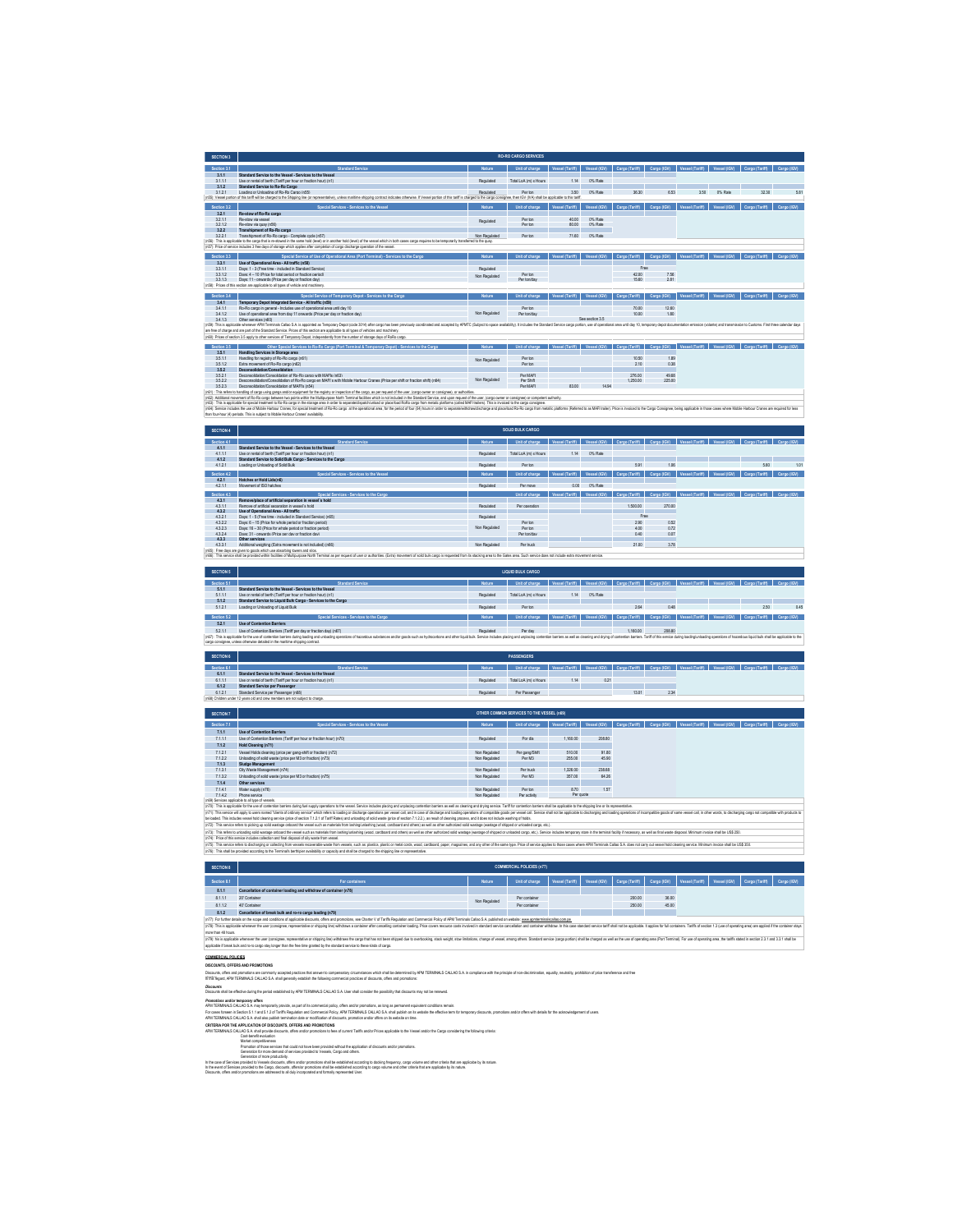## SECTION 3 — RO-RO CARGO SERVICES

| Section 3.1 | Standard Service | Nature | Unit of charge | Vessel (Tariff) | Vessel (IGV) | Cargo (Tariff) | Cargo (IGV) | Vessel (Tariff) | Vessel (IGV) | Cargo (Tariff) | Cargo (IGV) |
|---|---|---|---|---|---|---|---|---|---|---|---|
| 3.1.1 | Standard Service to the Vessel - Services to the Vessel | | | | | | | | | | |
| 3.1.1.1 | Use or rental of berth (Tariff per hour or fraction hour) (n1) | Regulated | Total LoA (m) x Hours | 1.14 | 0% Rate | | | | | | |
| 3.1.2 | Standard Service to Ro-Ro Cargo | | | | | | | | | | |
| 3.1.2.1 | Loading or Unloading of Ro-Ro Cargo (n55) | Regulated | Per ton | 3.50 | 0% Rate | 36.30 | 6.53 | 3.50 | 0% Rate | 32.30 | 5.81 |

(n55): Vessel portion of this tariff will be charged to the Shipping line (or representative), unless maritime shipping contract indicates otherwise. If Vessel portion of this tariff is charged to the cargo consignee, then IGV (18%) shall be applicable to this tariff.

| Section 3.2 | Special Service - Services to the Vessel | Nature | Unit of charge | Vessel (Tariff) | Vessel (IGV) | Cargo (Tariff) | Cargo (IGV) | Vessel (Tariff) | Vessel (IGV) | Cargo (Tariff) | Cargo (IGV) |
|---|---|---|---|---|---|---|---|---|---|---|---|
| 3.2.1 | Re-stow of Ro-Ro cargo | | | | | | | | | | |
| 3.2.1.1 | Re-stow via vessel | Regulated | Per ton | 40.00 | 0% Rate | | | | | | |
| 3.2.1.2 | Re-stow via quay (n56) | | Per ton | 80.00 | 0% Rate | | | | | | |
| 3.2.2 | Transhipment of Ro-Ro cargo | | | | | | | | | | |
| 3.2.2.1 | Transhipment of Ro-Ro cargo - Complete cycle (n57) | Non Regulated | Per ton | 71.60 | 0% Rate | | | | | | |

(n56): This is applicable to the cargo that is re-stowed in the same hold (level) or in another hold (level) of the vessel which in both cases cargo requires to be temporarily transferred to the quay.
(n57): Price of service includes 3 free days of storage which applies after completion of cargo discharge operation of the vessel.

| Section 3.3 | Special Service of Use of Operational Area (Port Terminal) - Services to the Cargo | Nature | Unit of charge | Vessel (Tariff) | Vessel (IGV) | Cargo (Tariff) | Cargo (IGV) | Vessel (Tariff) | Vessel (IGV) | Cargo (Tariff) | Cargo (IGV) |
|---|---|---|---|---|---|---|---|---|---|---|---|
| 3.3.1 | Use of Operational Area - All traffic (n58) | | | | | | | | | | |
| 3.3.1.1 | Days: 1 - 3 (Free time - included in Standard Service) | Regulated | | | | Free | | | | | |
| 3.3.1.2 | Days: 4 – 10 (Price for total period or fraction period) | Non Regulated | Per ton | | | 42.00 | 7.56 | | | | |
| 3.3.1.3 | Days: 11 - onwards (Price per day or fraction day) | | Per ton/day | | | 15.60 | 2.81 | | | | |

(n58): Prices of this section are applicable to all types of vehicle and machinery.

| Section 3.4 | Special Service of Temporary Depot - Services to the Cargo | Nature | Unit of charge | Vessel (Tariff) | Vessel (IGV) | Cargo (Tariff) | Cargo (IGV) | Vessel (Tariff) | Vessel (IGV) | Cargo (Tariff) | Cargo (IGV) |
|---|---|---|---|---|---|---|---|---|---|---|---|
| 3.4.1 | Temporary Depot Integrated Service - All traffic (n59) | | | | | | | | | | |
| 3.4.1.1 | Ro-Ro cargo in general - Includes use of operational area until day 10 | Non Regulated | Per ton | | | 70.00 | 12.60 | | | | |
| 3.4.1.2 | Use of operational area from day 11 onwards (Price per day or fraction day) | | Per ton/day | | | 10.00 | 1.80 | | | | |
| 3.4.1.3 | Other services (n60) | | | See section 3.5 | | | | | | | |

(n59): This is applicable whenever APM Terminals Callao S.A. is appointed as Temporary Depot (code 3014) after cargo has been previously coordinated and accepted by APMTC (Subject to space availability). It includes the Standard Service cargo portion, use of operational area until day 10, temporary depot documentation emission (volante) and transmission to Customs. First three calendar days are free of charge and are part of the Standard Service. Prices of this section are applicable to all types of vehicles and machinery.
(n60): Prices of section 3.5 apply to other services of Temporary Depot, independently from the number of storage days of RoRo cargo.

| Section 3.5 | Other Special Services to Ro-Ro Cargo (Port Terminal & Temporary Depot) - Services to the Cargo | Nature | Unit of charge | Vessel (Tariff) | Vessel (IGV) | Cargo (Tariff) | Cargo (IGV) | Vessel (Tariff) | Vessel (IGV) | Cargo (Tariff) | Cargo (IGV) |
|---|---|---|---|---|---|---|---|---|---|---|---|
| 3.5.1 | Handling Services in Storage area | | | | | | | | | | |
| 3.5.1.1 | Handling for registry of Ro-Ro cargo (n61) | Non Regulated | Per ton | | | 10.50 | 1.89 | | | | |
| 3.5.1.2 | Extra movement of Ro-Ro cargo (n62) | | Per ton | | | 2.10 | 0.38 | | | | |
| 3.5.2 | Deconsolidation/Consolidation | | | | | | | | | | |
| 3.5.2.1 | Deconsolidation/Consolidation of Ro-Ro cargo with MAFIs (n63) | Non Regulated | Per MAFI | | | 276.00 | 49.68 | | | | |
| 3.5.2.2 | Deconsolidation/Consolidation of Ro-Ro cargo on MAFI's with Mobile Harbour Cranes (Price per shift or fraction shift) (n64) | | Per Shift | | | 1,250.00 | 225.00 | | | | |
| 3.5.2.3 | Deconsolidation/Consolidation of MAFIs (n64) | | Per MAFI | 83.00 | 14.94 | | | | | | |

(n61): This refers to handling of cargo using gangs and/or equipment for the registry or inspection of the cargo, as per request of the user, (cargo owner or consignee), or authorities.
(n62): Additional movement of Ro-Ro cargo between two points within the Multipurpose North Terminal facilities which is not included in the Standard Service, and upon request of the user, (cargo owner or consignee) or competent authority.
(n63): This is applicable for special treatment to Ro-Ro cargo in the storage area in order to separate/dispatch/unload or place/load RoRo cargo from metallic platforms (called MAFI trailers). This is invoiced to the cargo consignee.
(n64): Service includes the use of Mobile Harbour Cranes, for special treatment of Ro-Ro cargo at the operational area, for the period of four (04) hours in order to separate/withdraw/discharge and place/load Ro-Ro cargo from metallic platforms (Referred to as MAFI trailer). Price is invoiced to the Cargo Consignee, being applicable in those cases where Mobile Harbour Cranes are required for less than four-hour (4) periods. This is subject to Mobile Harbour Cranes' availability.

## SECTION 4 — SOLID BULK CARGO

| Section 4.1 | Standard Service | Nature | Unit of charge | Vessel (Tariff) | Vessel (IGV) | Cargo (Tariff) | Cargo (IGV) | Vessel (Tariff) | Vessel (IGV) | Cargo (Tariff) | Cargo (IGV) |
|---|---|---|---|---|---|---|---|---|---|---|---|
| 4.1.1 | Standard Service to the Vessel - Services to the Vessel | | | | | | | | | | |
| 4.1.1.1 | Use or rental of berth (Tariff per hour or fraction hour) (n1) | Regulated | Total LoA (m) x Hours | 1.14 | 0% Rate | | | | | | |
| 4.1.2 | Standard Service to Solid Bulk Cargo - Services to the Cargo | | | | | | | | | | |
| 4.1.2.1 | Loading or Unloading of Solid Bulk | Regulated | Per ton | | | 5.91 | 1.06 | | | 5.60 | 1.01 |

| Section 4.2 | Special Service - Services to the Vessel | Nature | Unit of charge | Vessel (Tariff) | Vessel (IGV) | Cargo (Tariff) | Cargo (IGV) | Vessel (Tariff) | Vessel (IGV) | Cargo (Tariff) | Cargo (IGV) |
|---|---|---|---|---|---|---|---|---|---|---|---|
| 4.2.1 | Hatches or Hold Lids(n8) | | | | | | | | | | |
| 4.2.1.1 | Movement of ISO hatches | Regulated | Per move | 0.00 | 0% Rate | | | | | | |

| Section 4.3 | Special Service - Services to the Cargo | Nature | Unit of charge | Vessel (Tariff) | Vessel (IGV) | Cargo (Tariff) | Cargo (IGV) | Vessel (Tariff) | Vessel (IGV) | Cargo (Tariff) | Cargo (IGV) |
|---|---|---|---|---|---|---|---|---|---|---|---|
| 4.3.1 | Removal/place of artificial separation in vessel's hold | | | | | | | | | | |
| 4.3.1.1 | Remove of artificial separation in vessel's hold | Regulated | Per operation | | | 1,500.00 | 270.00 | | | | |
| 4.3.2 | Use of Operational Area - All traffic | | | | | | | | | | |
| 4.3.2.1 | Days: 1 - 5 (Free time - included in Standard Service) (n65) | Regulated | | | | Free | | | | | |
| 4.3.2.2 | Days: 6 - 15 (Price for whole period or fraction period) | Non Regulated | Per ton | | | 2.90 | 0.52 | | | | |
| 4.3.2.3 | Days: 16 – 30 (Price for whole period or fraction period) | | Per ton | | | 4.00 | 0.72 | | | | |
| 4.3.2.4 | Days: 31 - onwards (Price per day or fraction day) | | Per ton/day | | | 0.40 | 0.07 | | | | |
| 4.3.3 | Other services | | | | | | | | | | |
| 4.3.3.1 | Additional weighing (Extra movement is not included) (n66) | Non Regulated | Per truck | | | 21.00 | 3.78 | | | | |

(n65): Free days are given to goods which use absorbing towers and silos.
(n66): This service shall be provided within facilities of Multipurpose North Terminal as per request of user or authorities. (Extra) movement of solid bulk cargo is requested from its stacking area to the Gates area. Such service does not include extra movement service.

## SECTION 5 — LIQUID BULK CARGO

| Section 5.1 | Standard Service | Nature | Unit of charge | Vessel (Tariff) | Vessel (IGV) | Cargo (Tariff) | Cargo (IGV) | Vessel (Tariff) | Vessel (IGV) | Cargo (Tariff) | Cargo (IGV) |
|---|---|---|---|---|---|---|---|---|---|---|---|
| 5.1.1 | Standard Service to the Vessel - Services to the Vessel | | | | | | | | | | |
| 5.1.1.1 | Use or rental of berth (Tariff per hour or fraction hour) (n1) | Regulated | Total LoA (m) x Hours | 1.14 | 0% Rate | | | | | | |
| 5.1.2 | Standard Service to Liquid Bulk Cargo - Services to the Cargo | | | | | | | | | | |
| 5.1.2.1 | Loading or Unloading of Liquid Bulk | Regulated | Per ton | | | 2.64 | 0.48 | | | 2.50 | 0.45 |

| Section 5.2 | Special Service - Services to the Cargo | Nature | Unit of charge | Vessel (Tariff) | Vessel (IGV) | Cargo (Tariff) | Cargo (IGV) | Vessel (Tariff) | Vessel (IGV) | Cargo (Tariff) | Cargo (IGV) |
|---|---|---|---|---|---|---|---|---|---|---|---|
| 5.2.1 | Use of Contention Barriers | | | | | | | | | | |
| 5.2.1.1 | Use of Contention Barriers (Tariff per day or fraction day) (n67) | Regulated | Per day | | | 1,160.00 | 208.80 | | | | |

(n67): This is applicable for the use of contention barriers during loading and unloading operations of hazardous substances and/or goods such as hydrocarbons and other liquid bulk. Service includes placing and unplacing contention barriers as well as cleaning and drying of contention barriers. Tariff of this service during loading/unloading operations of hazardous liquid bulk shall be applicable to the cargo consignee, unless otherwise detailed in the maritime shipping contract.

## SECTION 6 — PASSENGERS

| Section 6.1 | Standard Service | Nature | Unit of charge | Vessel (Tariff) | Vessel (IGV) | Cargo (Tariff) | Cargo (IGV) | Vessel (Tariff) | Vessel (IGV) | Cargo (Tariff) | Cargo (IGV) |
|---|---|---|---|---|---|---|---|---|---|---|---|
| 6.1.1 | Standard Service to the Vessel - Services to the Vessel | | | | | | | | | | |
| 6.1.1.1 | Use or rental of berth (Tariff per hour or fraction hour) (n1) | Regulated | Total LoA (m) x Hours | 1.14 | 0.21 | | | | | | |
| 6.1.2 | Standard Service per Passenger | | | | | | | | | | |
| 6.1.2.1 | Standard Service per Passenger (n68) | Regulated | Per Passenger | | | 13.01 | 2.34 | | | | |

(n68): Children under 12 years old and crew members are not subject to charge.

## SECTION 7 — OTHER COMMON SERVICES TO THE VESSEL (n69)

| Section 7.1 | Special Services - Services to the Vessel | Nature | Unit of charge | Vessel (Tariff) | Vessel (IGV) | Cargo (Tariff) | Cargo (IGV) | Vessel (Tariff) | Vessel (IGV) | Cargo (Tariff) | Cargo (IGV) |
|---|---|---|---|---|---|---|---|---|---|---|---|
| 7.1.1 | Use of Contention Barriers | | | | | | | | | | |
| 7.1.1.1 | Use of Contention Barriers (Tariff per hour or fraction hour) (n70) | Regulated | Per day | 1,160.00 | 208.80 | | | | | | |
| 7.1.2 | Hold Cleaning (n71) | | | | | | | | | | |
| 7.1.2.1 | Vessel Holds cleaning (price per gang-shift or fraction) (n72) | Non Regulated | Per gang/Shift | 510.00 | 91.80 | | | | | | |
| 7.1.2.2 | Unloading of solid waste (price per M3 or fraction) (n73) | Non Regulated | Per M3 | 255.00 | 45.90 | | | | | | |
| 7.1.3 | Sludge Management | | | | | | | | | | |
| 7.1.3.1 | Oily Waste Management (n74) | Non Regulated | Per truck | 1,326.00 | 238.68 | | | | | | |
| 7.1.3.2 | Unloading of solid waste (price per M3 or fraction) (n75) | Non Regulated | Per M3 | 357.00 | 64.26 | | | | | | |
| 7.1.4 | Other services | | | | | | | | | | |
| 7.1.4.1 | Water supply (n76) | Non Regulated | Per ton | 8.70 | 1.57 | | | | | | |
| 7.1.4.2 | Phone service | Non Regulated | Per activity | Per quote | | | | | | | |

(n69): Services applicable to all types of vessels.
(n70): This is applicable for the use of contention barriers during fuel supply operations to the vessel. Service includes placing and unplacing contention barriers as well as cleaning and drying service. Tariff for contention barriers shall be applicable to the shipping line or its representative.
(n71): This service will apply to users named "Users of ordinary services" which refers to loading or discharge operations per vessel call, and in case of discharge and loading operations of compatible goods per vessel call. Service shall not be applicable to discharging and loading operations of incompatible goods of same vessel call, in other words, to discharging cargo not compatible with products to be loaded. This includes vessel hold cleaning service (price of section 7.1.2.1 of Tariff Rates) and unloading of solid waste (price of section 7.1.2.2.), as result of cleaning process, and it does not include washing of holds.
(n72): This service refers to picking up solid wastage onboard the vessel such as materials from lashing/unlashing (wood, cardboard and others) as well as other authorized solid wastage (wastage of shipped or unloaded cargo, etc.).
(n73): This refers to unloading solid wastage onboard the vessel such as materials from lashing/unlashing (wood, cardboard and others) as well as other authorized solid wastage (wastage of shipped or unloaded cargo, etc.). Service includes temporary store in the terminal facility if necessary, as well as final waste disposal. Minimum invoice shall be US$ 200.
(n74): Price of this service includes collection and final disposal of oily waste from vessel.
(n75): This service refers to discharging or collecting from vessels incoverable waste from vessels, such as: plastics, plastic or metal cords, wood, cardboard, paper, magazines, and any other of the same type. Price of service applies to those cases where APM Terminals Callao S.A. does not carry out vessel hold cleaning service. Minimum invoice shall be US$ 300.
(n76): This shall be provided according to the Terminal's berth/pier availability or capacity and shall be charged to the shipping line or representative.

## SECTION 8 — COMMERCIAL POLICIES (n77)

| Section 8.1 | For containers | Nature | Unit of charge | Vessel (Tariff) | Vessel (IGV) | Cargo (Tariff) | Cargo (IGV) | Vessel (Tariff) | Vessel (IGV) | Cargo (Tariff) | Cargo (IGV) |
|---|---|---|---|---|---|---|---|---|---|---|---|
| 8.1.1 | Cancellation of container loading and withdraw of container (n78) | | | | | | | | | | |
| 8.1.1.1 | 20' Container | Non Regulated | Per container | | | 200.00 | 36.00 | | | | |
| 8.1.1.2 | 40' Container | | Per container | | | 250.00 | 45.00 | | | | |
| 8.1.2 | Cancellation of break bulk and ro-ro cargo loading (n79) | | | | | | | | | | |

(n77): For further details on the scope and conditions of applicable discounts, offers and promotions, see Chapter V of Tariffs Regulation and Commercial Policy of APM Terminals Callao S.A. published on website: www.apmterminalscallao.com.pe
(n78): This is applicable whenever the user (consignee, representative or shipping line) withdraws a container after cancelling container loading. Price covers resource costs involved in standard service cancellation and container withdraw. In this case standard service tariff shall not be applicable. It applies for full containers. Tariffs of section 1.3 (use of operating area) are applied if the container stays more than 48 hours.
(n79): This is applicable whenever the user (consignee, representative or shipping line) has cargo that has not been shipped due to overbooking, stack weight, slow limitations, change of vessel, among others. Standard service (cargo portion) shall be charged as well as the use of operating area (Port Terminal). For use of operating area, the tariffs stated in section 2.3.1 and 3.3.1 shall be applicable if break bulk and ro-ro cargo stay longer than the free time granted by the standard service to these kinds of cargo.

**COMMERCIAL POLICIES**

**DISCOUNTS, OFFERS AND PROMOTIONS**

Discounts, offers and promotions are commonly accepted practices that answer to compensatory circumstances which shall be determined by APM TERMINALS CALLAO S.A. in compliance with the principle of non-discrimination, equality, neutrality, prohibition of price transference and free
In that regard, APM TERMINALS CALLAO S.A. shall generally establish the following commercial practices of discounts, offer and promotions:

***Discounts***
Discounts shall be effective during the period established by APM TERMINALS CALLAO S.A. User shall consider the possibility that discounts may not be renewed.

***Promotions and/or temporary offers***
APM TERMINALS CALLAO S.A. may temporarily provide, as part of its commercial policy, offers and/or promotions, as long as permanent equivalent conditions remain.
For cases foreseen in Section 5.1 and 5.1.2 of Tariffs Regulation and Commercial Policy, APM TERMINALS CALLAO S.A. shall publish on its website the effective term for discounts, promotions and/or offers with details for the acknowledgement of users.
APM TERMINALS CALLAO S.A. shall also publish termination date or modification of discounts, promotion and/or offer on its website on time.

**CRITERIA FOR THE APPLICATION OF DISCOUNTS, OFFERS AND PROMOTIONS**
APM TERMINALS CALLAO S.A. shall provide discounts, offers and/or promotions to fees of current Tariffs and/or Prices applicable to the Vessel and/or the Cargo considering the following criteria:
- Cost-benefit evaluation
- Market competitiveness
- Promotion of those services that could not have been provided without the application of discounts and/or promotions.
- Generation for more demand of services provided to Vessels, Cargo and others.
- Generation of more productivity.

In the case of Services provided to Vessels discounts, offers and/or promotions shall be established according to docking frequency, cargo volume and other criteria that are applicable by its nature.
In the event of Services provided to the Cargo, discounts, offers/or promotions shall be established according to cargo volume and other criteria that are applicable by its nature.
Discounts, offers and/or promotions are addressed to all duly incorporated and formally represented User.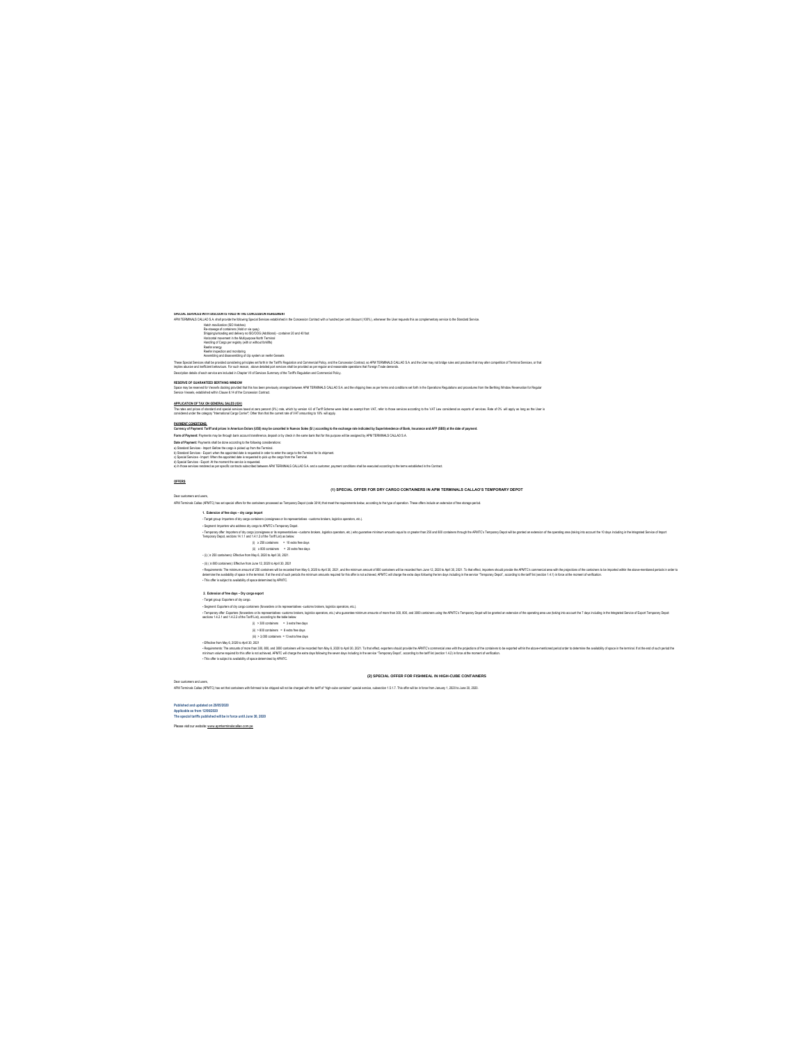**SPECIAL SERVICES WITH DISCOUNTS FIXED IN THE CONCESSION AGREEMENT**

APM TERMINALS CALLAO S.A. shall provide the following Special Services established in the Concession Contract with a hundred per cent discount (100%), whenever the User requests this as complementary service to the Standard Service.

- Hatch movilization (ISO Hatches)
- Re-stowage of containers (Hold or via quay)
- Shipping/unloading and delivery no ISO/OOG (Additional) - container 20 and 40 foot
- Horizontal movement in the Multipurpose North Terminal
- Handling of Cargo per registry (with or without forklifts)
- Reefer energy
- Reefer inspection and monitoring
- Assembling and disassembling of clip system on reefer Gensets

These Special Services shall be provided considering principles set forth in the Tariff's Regulation and Commercial Policy, and the Concession Contract, so APM TERMINALS CALLAO S.A. and the User may not bridge rules and practices that may alter competition of Terminal Services, or that implies abusive and inefficient behaviours. For such reason, above detailed port services shall be provided as per regular and reasonable operations that Foreign Trade demands.

Description details of each service are included in Chapter VI of Services Summary of the Tariff's Regulation and Commercial Policy.

**RESERVE OF GUARANTEED BERTHING WINDOW**

Space may be reserved for Vessels docking provided that this has been previously arranged between APM TERMINALS CALLAO S.A. and the shipping lines as per terms and conditions set forth in the Operations Regulations and procedures from the Berthing Window Reservation for Regular Service Vessels, established within Clause 8.14 of the Concession Contract.

**APPLICATION OF TAX ON GENERAL SALES (IGV)**

The rates and prices of standard and special services taxed at zero percent (0%) rate, which by version 4.0 of Tariff Scheme were listed as exempt from VAT, refer to those services according to the VAT Law considered as exports of services. Rate of 0% will apply as long as the User is considered under the category "International Cargo Carrier". Other than that the current rate of VAT amounting to 18% will apply.

**PAYMENT CONDITIONS:**

**Currency of Payment: Tariff and prices in American Dolars (US$) may be canceled in Nuevos Soles (S/.) according to the exchange rate indicated by Superintendence of Bank, Insurance and AFP (SBS) at the date of payment.**

**Form of Payment:** Payments may be through bank account transference, deposit or by check in the same bank that for this purpose will be assigned by APM TERMINALS CALLAO S.A.

**Date of Payment:** Payments shall be done according to the following considerations:

a) Standard Services - Import: Before the cargo is picked up from the Terminal.
b) Standard Services - Export: when the appointed date is requested in order to enter the cargo to the Terminal for its shipment.
c) Special Services - Import: When the appointed date is requested to pick up the cargo from the Terminal.
d) Special Services - Export: At the moment the service is requested.
e) In those services rendered as per specific contracts subscribed between APM TERMINALS CALLAO S.A. and a customer, payment conditions shall be executed according to the terms established in the Contract.

**OFFERS**

**(1) SPECIAL OFFER FOR DRY CARGO CONTAINERS IN APM TERMINALS CALLAO'S TEMPORARY DEPOT**

Dear customers and users,

APM Terminals Callao (APMTC) has set special offers for the containers processed as Temporary Depot (code 3014) that meet the requirements below, according to the type of operation. These offers include an extension of free storage period.

**1. Extension of free days – dry cargo import**

- Target group: Importers of dry cargo containers (consignees or its representatives –customs brokers, logistics operators, etc.).
- Segment: Importers who address dry cargo to APMTC's Temporary Depot.
- Temporary offer: Importers of dry cargo (consignees or its representatives –customs brokers, logistics operators, etc.) who guarantee minimum amounts equal to or greater than 250 and 800 containers through the APMTC's Temporary Depot will be granted an extension of the operating area (taking into account the 10 days including in the Integrated Service of Import Temporary Depot, sections 14.1.1 and 1.4.1.2 of the Tariff List) as below:

(i) ≥ 250 containers = 10 extra free days
(ii) ≥ 800 containers = 20 extra free days

- (i) ( ≥ 250 containers): Effective from May 6, 2020 to April 30, 2021.
- (ii) ( ≥ 800 containers): Effective from June 12, 2020 to April 30, 2021

- Requirements: The minimum amount of 250 containers will be recorded from May 6, 2020 to April 30, 2021, and the minimum amount of 800 containers will be recorded from June 12, 2020 to April 30, 2021. To that effect, importers should provide the APMTC's commercial area with the projections of the containers to be imported within the above-mentioned periods in order to determine the availability of space in the terminal. If at the end of such periods the minimum amounts required for this offer is not achieved, APMTC will charge the extra days following the ten days including in the service "Temporary Depot", according to the tariff list (section 1.4.1) in force at the moment of verification.
- This offer is subject to availability of space determined by APMTC.

**2. Extension of free days – Dry cargo export**

- Target group: Exporters of dry cargo.
- Segment: Exporters of dry cargo containers (forwarders or its representatives -customs brokers, logistics operators, etc.).
- Temporary offer: Exporters (forwarders or its representatives -customs brokers, logistics operators, etc.) who guarantee minimum amounts of more than 300, 800, and 3000 containers using the APMTC's Temporary Depot will be granted an extension of the operating area use (taking into account the 7 days including in the Integrated Service of Export Temporary Depot sections 1.4.2.1 and 1.4.2.3 of the Tariff List), according to the table below:

(i) > 300 containers = 3 extra free days
(ii) > 800 containers = 8 extra free days
(iii) > 3,000 containers = 13 extra free days

- Effective from May 6, 2020 to April 30, 2021
- Requirements: The amounts of more than 300, 800, and 3000 containers will be recorded from May 6, 2020 to April 30, 2021. To that effect, exporters should provide the APMTC's commercial area with the projections of the containers to be exported within the above-mentioned period order to determine the availability of space in the terminal. If at the end of such period the minimum volume required for this offer is not achieved, APMTC will charge the extra days following the seven days including in the service "Temporary Depot", according to the tariff list (section 1.4.2) in force at the moment of verification.
- This offer is subject to availability of space determined by APMTC.

**(2) SPECIAL OFFER FOR FISHMEAL IN HIGH-CUBE CONTAINERS**

Dear customers and users,

APM Terminals Callao (APMTC) has set that containers with fishmeal to be shipped will not be charged with the tariff of "high-cube container" special service, subsection 1.5.1.7. This offer will be in force from January 1, 2020 to June 30, 2020.

**Published and updated on 29/05/2020**
**Applicable as from 12/06/2020**
**The special tariffs published will be in force until June 30, 2020**

Please visit our website: www.apmterminalscallao.com.pe